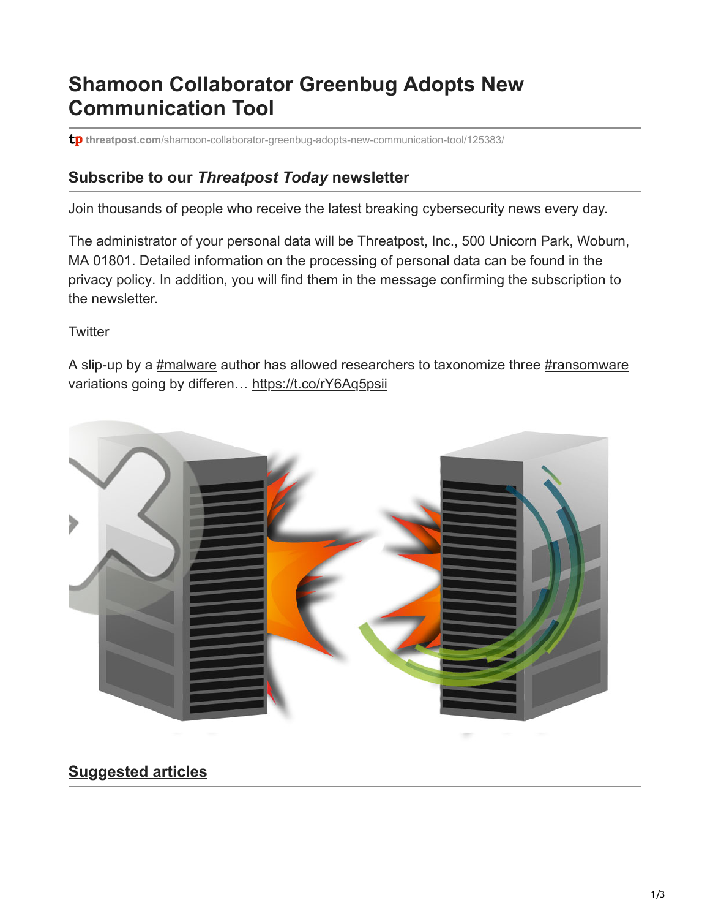# Shamoon Collaborator Greenbug Adopts New Communication Tool

threatpost.com/shamoon-collaborator-greenbug-adopts-new-communication-tool/125383/

## Subscribe to our *Threatpost Today* newsletter

Join thousands of people who receive the latest breaking cybersecurity news every day.

The administrator of your personal data will be Threatpost, Inc., 500 Unicorn Park, Woburn, MA 01801. Detailed information on the processing of personal data can be found in the privacy policy. In addition, you will find them in the message confirming the subscription to the newsletter.

Twitter

A slip-up by a #malware author has allowed researchers to taxonomize three #ransomware variations going by differen… https://t.co/rY6Aq5psii

## Suggested articles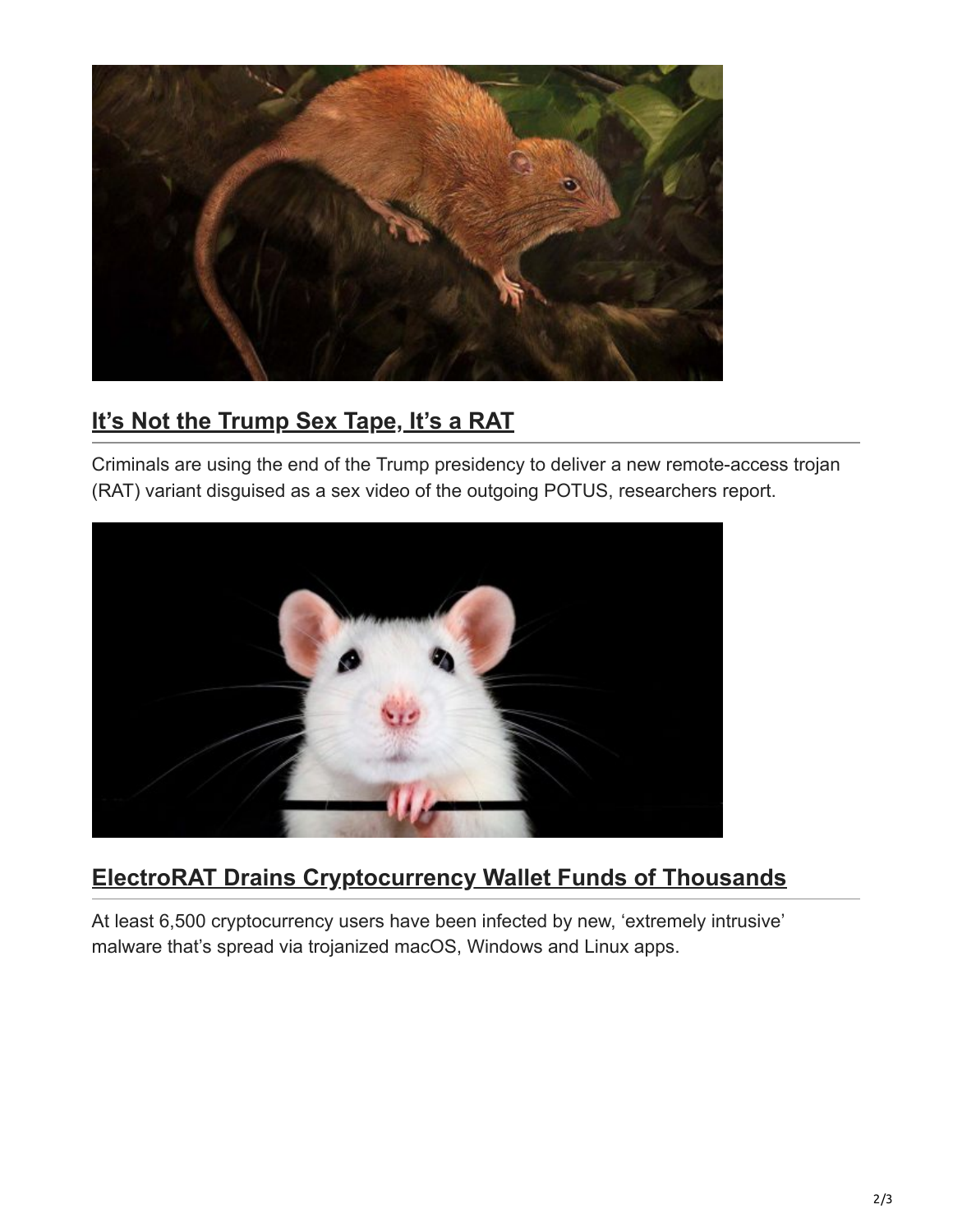## It’s Not the Trump Sex Tape, It’s a RAT

Criminals are using the end of the Trump presidency to deliver a new remote-access trojan (RAT) variant disguised as a sex video of the outgoing POTUS, researchers report.

## ElectroRAT Drains Cryptocurrency Wallet Funds of Thousands

At least 6,500 cryptocurrency users have been infected by new, ‘extremely intrusive’ malware that’s spread via trojanized macOS, Windows and Linux apps.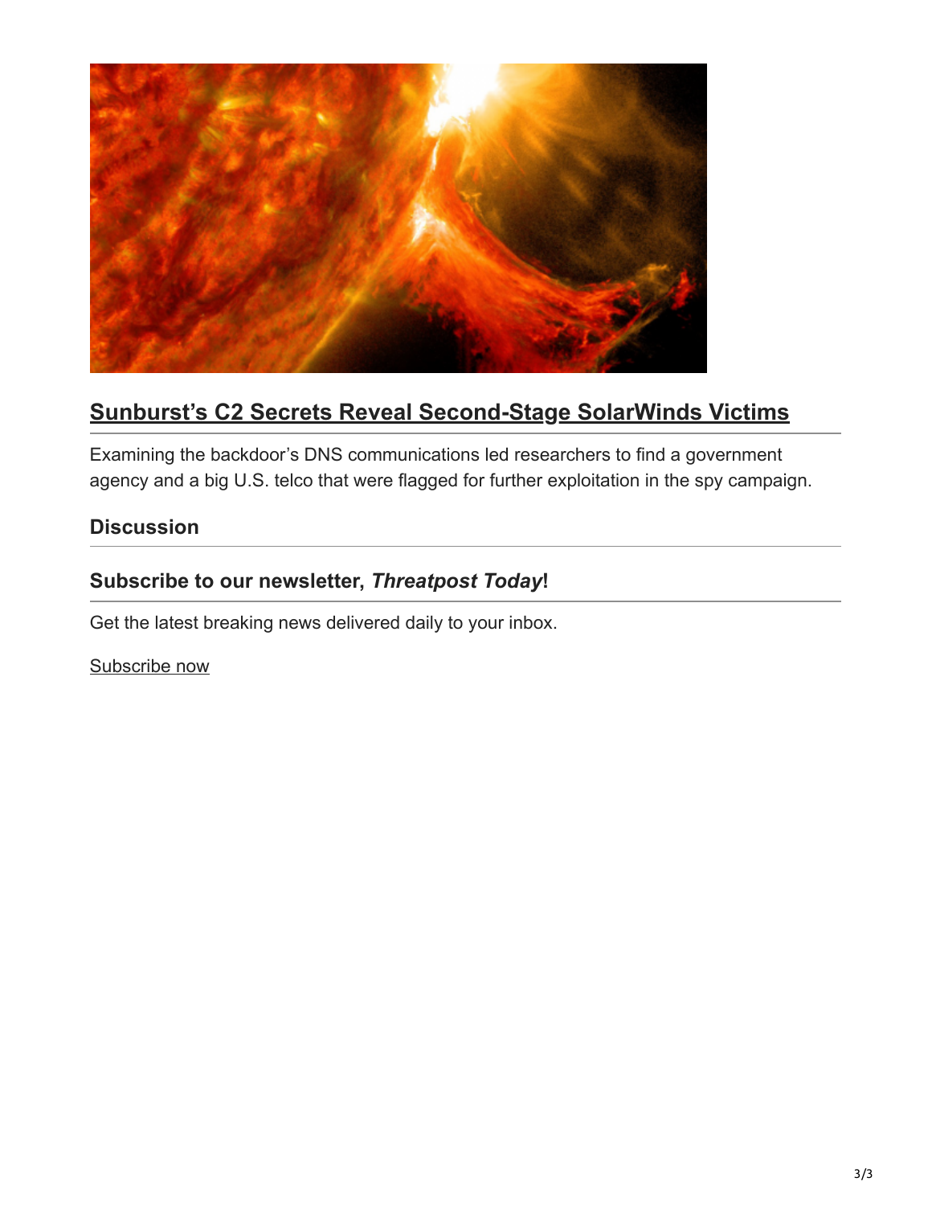## Sunburst's C2 Secrets Reveal Second-Stage SolarWinds Victims

Examining the backdoor's DNS communications led researchers to find a government agency and a big U.S. telco that were flagged for further exploitation in the spy campaign.

### Discussion

### Subscribe to our newsletter, *Threatpost Today*!

Get the latest breaking news delivered daily to your inbox.

Subscribe now